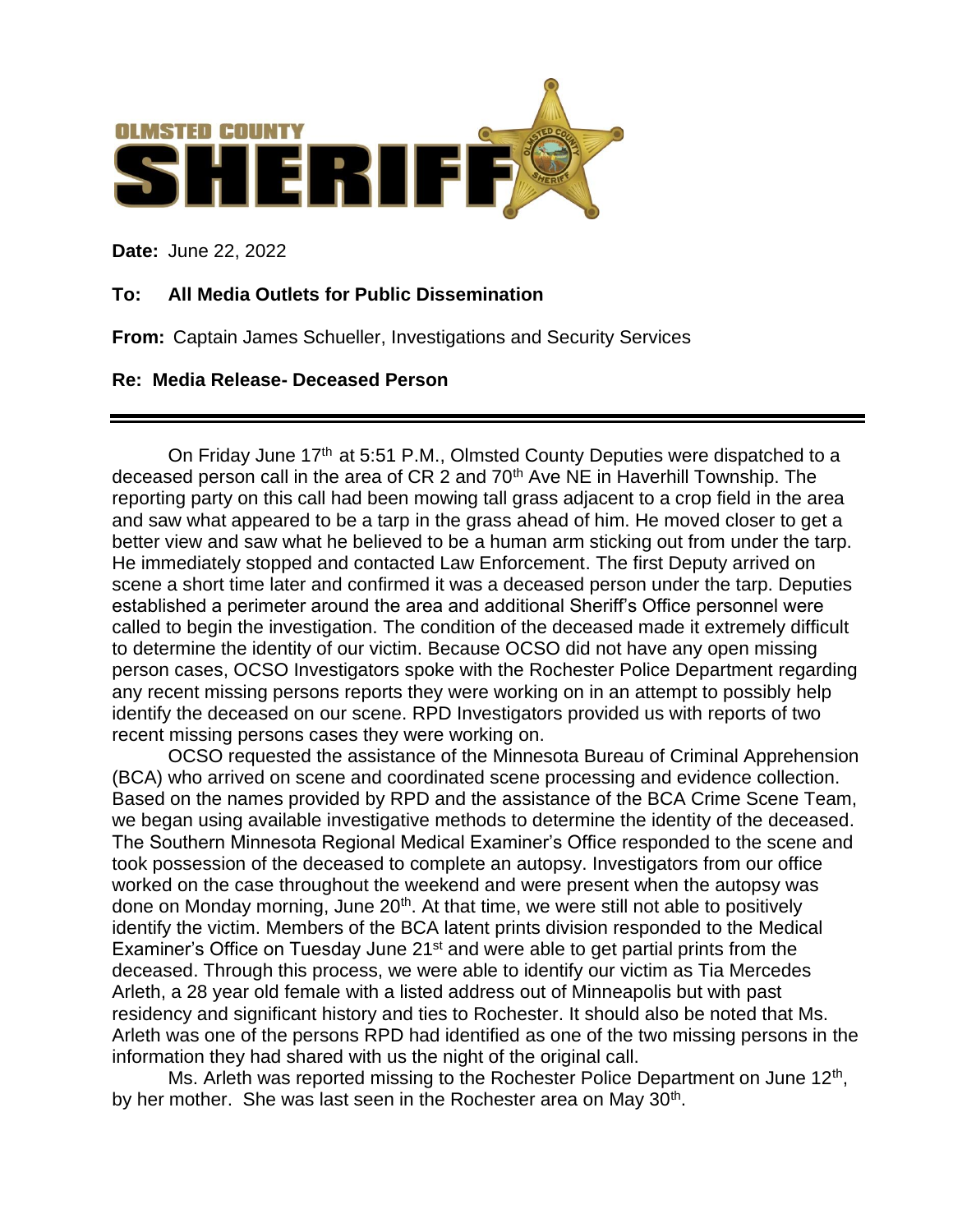**OLMSTED COUNTY SHERIFF**

**Date:** June 22, 2022

**To: All Media Outlets for Public Dissemination**

**From:** Captain James Schueller, Investigations and Security Services

**Re: Media Release- Deceased Person**

---

On Friday June 17th at 5:51 P.M., Olmsted County Deputies were dispatched to a deceased person call in the area of CR 2 and 70th Ave NE in Haverhill Township. The reporting party on this call had been mowing tall grass adjacent to a crop field in the area and saw what appeared to be a tarp in the grass ahead of him. He moved closer to get a better view and saw what he believed to be a human arm sticking out from under the tarp. He immediately stopped and contacted Law Enforcement. The first Deputy arrived on scene a short time later and confirmed it was a deceased person under the tarp. Deputies established a perimeter around the area and additional Sheriff's Office personnel were called to begin the investigation. The condition of the deceased made it extremely difficult to determine the identity of our victim. Because OCSO did not have any open missing person cases, OCSO Investigators spoke with the Rochester Police Department regarding any recent missing persons reports they were working on in an attempt to possibly help identify the deceased on our scene. RPD Investigators provided us with reports of two recent missing persons cases they were working on.

OCSO requested the assistance of the Minnesota Bureau of Criminal Apprehension (BCA) who arrived on scene and coordinated scene processing and evidence collection. Based on the names provided by RPD and the assistance of the BCA Crime Scene Team, we began using available investigative methods to determine the identity of the deceased. The Southern Minnesota Regional Medical Examiner's Office responded to the scene and took possession of the deceased to complete an autopsy. Investigators from our office worked on the case throughout the weekend and were present when the autopsy was done on Monday morning, June 20th. At that time, we were still not able to positively identify the victim. Members of the BCA latent prints division responded to the Medical Examiner's Office on Tuesday June 21st and were able to get partial prints from the deceased. Through this process, we were able to identify our victim as Tia Mercedes Arleth, a 28 year old female with a listed address out of Minneapolis but with past residency and significant history and ties to Rochester. It should also be noted that Ms. Arleth was one of the persons RPD had identified as one of the two missing persons in the information they had shared with us the night of the original call.

Ms. Arleth was reported missing to the Rochester Police Department on June 12th, by her mother. She was last seen in the Rochester area on May 30th.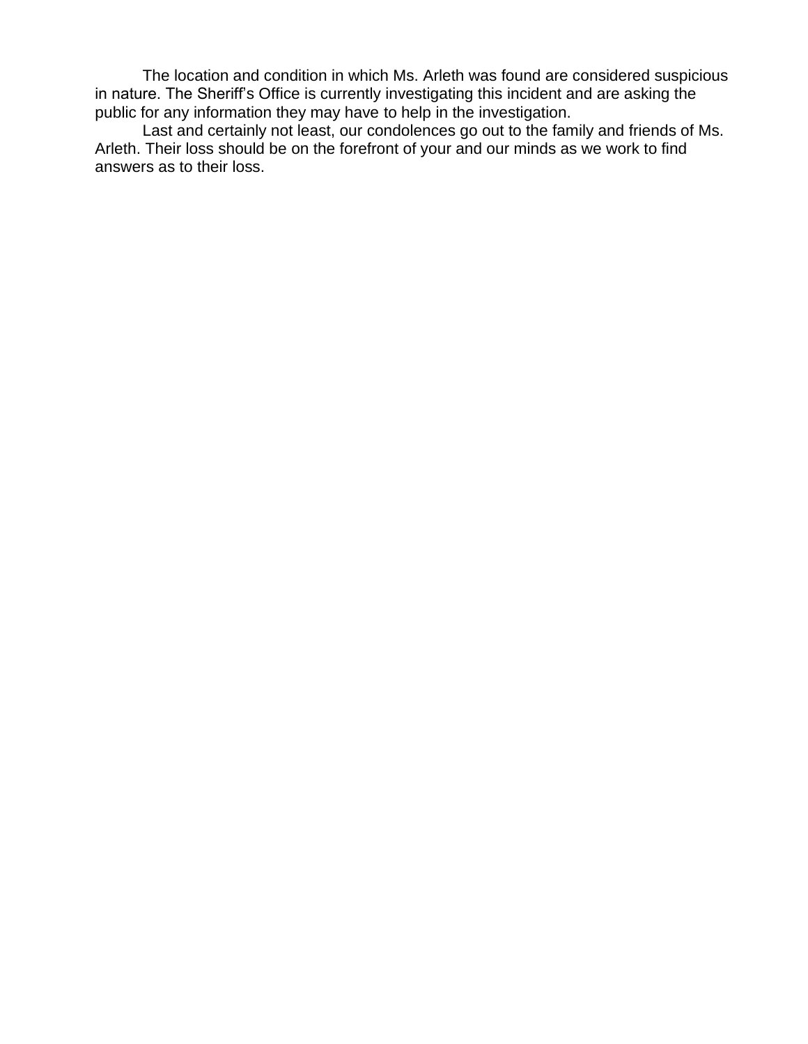The location and condition in which Ms. Arleth was found are considered suspicious in nature. The Sheriff's Office is currently investigating this incident and are asking the public for any information they may have to help in the investigation.

Last and certainly not least, our condolences go out to the family and friends of Ms. Arleth. Their loss should be on the forefront of your and our minds as we work to find answers as to their loss.